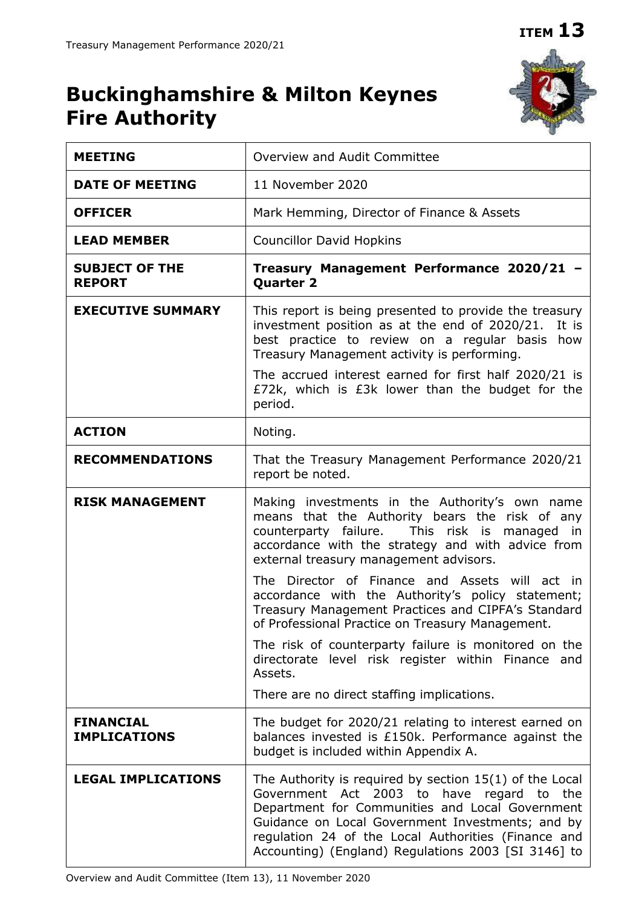ITEM 13

# Buckinghamshire & Milton Keynes Fire Authority

| | |
|---|---|
| **MEETING** | Overview and Audit Committee |
| **DATE OF MEETING** | 11 November 2020 |
| **OFFICER** | Mark Hemming, Director of Finance & Assets |
| **LEAD MEMBER** | Councillor David Hopkins |
| **SUBJECT OF THE REPORT** | **Treasury Management Performance 2020/21 – Quarter 2** |
| **EXECUTIVE SUMMARY** | This report is being presented to provide the treasury investment position as at the end of 2020/21. It is best practice to review on a regular basis how Treasury Management activity is performing.<br><br>The accrued interest earned for first half 2020/21 is £72k, which is £3k lower than the budget for the period. |
| **ACTION** | Noting. |
| **RECOMMENDATIONS** | That the Treasury Management Performance 2020/21 report be noted. |
| **RISK MANAGEMENT** | Making investments in the Authority's own name means that the Authority bears the risk of any counterparty failure. This risk is managed in accordance with the strategy and with advice from external treasury management advisors.<br><br>The Director of Finance and Assets will act in accordance with the Authority's policy statement; Treasury Management Practices and CIPFA's Standard of Professional Practice on Treasury Management.<br><br>The risk of counterparty failure is monitored on the directorate level risk register within Finance and Assets.<br><br>There are no direct staffing implications. |
| **FINANCIAL IMPLICATIONS** | The budget for 2020/21 relating to interest earned on balances invested is £150k. Performance against the budget is included within Appendix A. |
| **LEGAL IMPLICATIONS** | The Authority is required by section 15(1) of the Local Government Act 2003 to have regard to the Department for Communities and Local Government Guidance on Local Government Investments; and by regulation 24 of the Local Authorities (Finance and Accounting) (England) Regulations 2003 [SI 3146] to |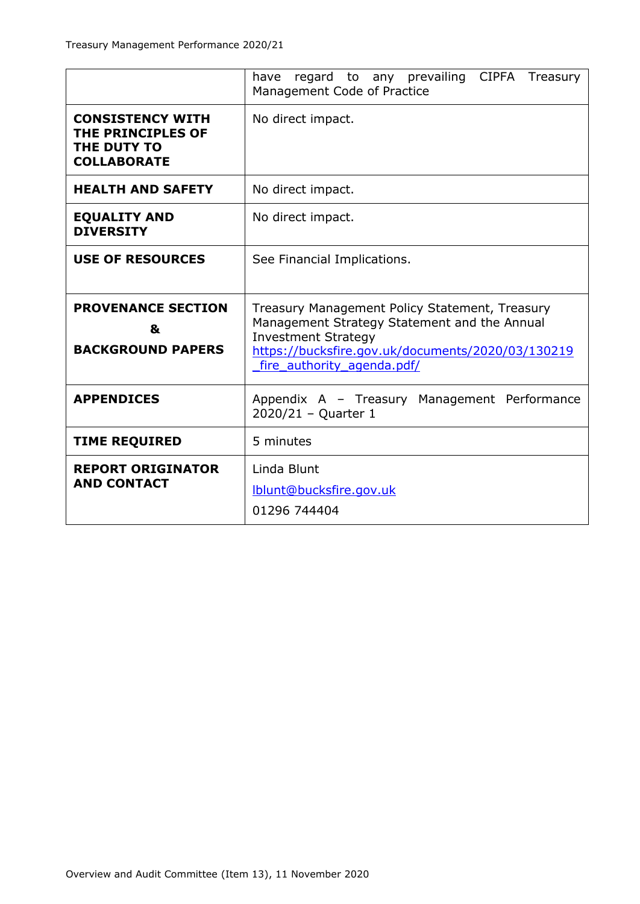| | |
|---|---|
| | have regard to any prevailing CIPFA Treasury Management Code of Practice |
| **CONSISTENCY WITH THE PRINCIPLES OF THE DUTY TO COLLABORATE** | No direct impact. |
| **HEALTH AND SAFETY** | No direct impact. |
| **EQUALITY AND DIVERSITY** | No direct impact. |
| **USE OF RESOURCES** | See Financial Implications. |
| **PROVENANCE SECTION & BACKGROUND PAPERS** | Treasury Management Policy Statement, Treasury Management Strategy Statement and the Annual Investment Strategy https://bucksfire.gov.uk/documents/2020/03/130219_fire_authority_agenda.pdf/ |
| **APPENDICES** | Appendix A – Treasury Management Performance 2020/21 – Quarter 1 |
| **TIME REQUIRED** | 5 minutes |
| **REPORT ORIGINATOR AND CONTACT** | Linda Blunt<br>lblunt@bucksfire.gov.uk<br>01296 744404 |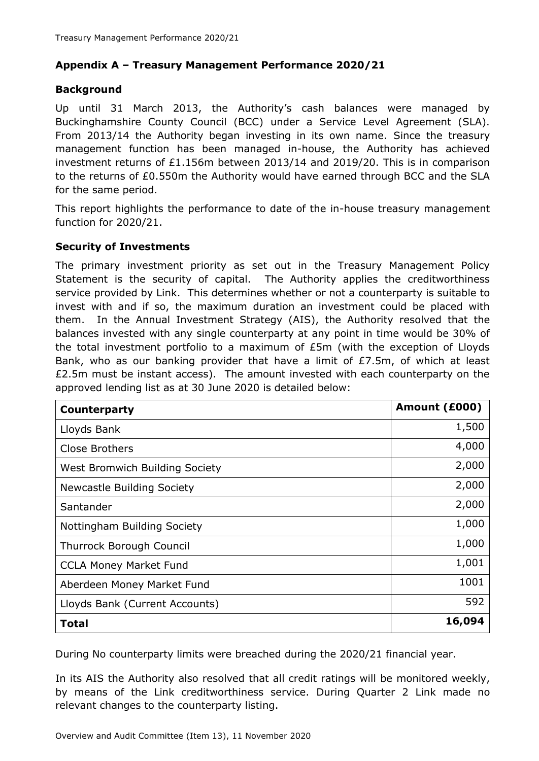## Appendix A – Treasury Management Performance 2020/21

### Background

Up until 31 March 2013, the Authority's cash balances were managed by Buckinghamshire County Council (BCC) under a Service Level Agreement (SLA). From 2013/14 the Authority began investing in its own name. Since the treasury management function has been managed in-house, the Authority has achieved investment returns of £1.156m between 2013/14 and 2019/20. This is in comparison to the returns of £0.550m the Authority would have earned through BCC and the SLA for the same period.

This report highlights the performance to date of the in-house treasury management function for 2020/21.

### Security of Investments

The primary investment priority as set out in the Treasury Management Policy Statement is the security of capital. The Authority applies the creditworthiness service provided by Link. This determines whether or not a counterparty is suitable to invest with and if so, the maximum duration an investment could be placed with them. In the Annual Investment Strategy (AIS), the Authority resolved that the balances invested with any single counterparty at any point in time would be 30% of the total investment portfolio to a maximum of £5m (with the exception of Lloyds Bank, who as our banking provider that have a limit of £7.5m, of which at least £2.5m must be instant access). The amount invested with each counterparty on the approved lending list as at 30 June 2020 is detailed below:

| Counterparty | Amount (£000) |
|---|---|
| Lloyds Bank | 1,500 |
| Close Brothers | 4,000 |
| West Bromwich Building Society | 2,000 |
| Newcastle Building Society | 2,000 |
| Santander | 2,000 |
| Nottingham Building Society | 1,000 |
| Thurrock Borough Council | 1,000 |
| CCLA Money Market Fund | 1,001 |
| Aberdeen Money Market Fund | 1001 |
| Lloyds Bank (Current Accounts) | 592 |
| **Total** | **16,094** |

During No counterparty limits were breached during the 2020/21 financial year.

In its AIS the Authority also resolved that all credit ratings will be monitored weekly, by means of the Link creditworthiness service. During Quarter 2 Link made no relevant changes to the counterparty listing.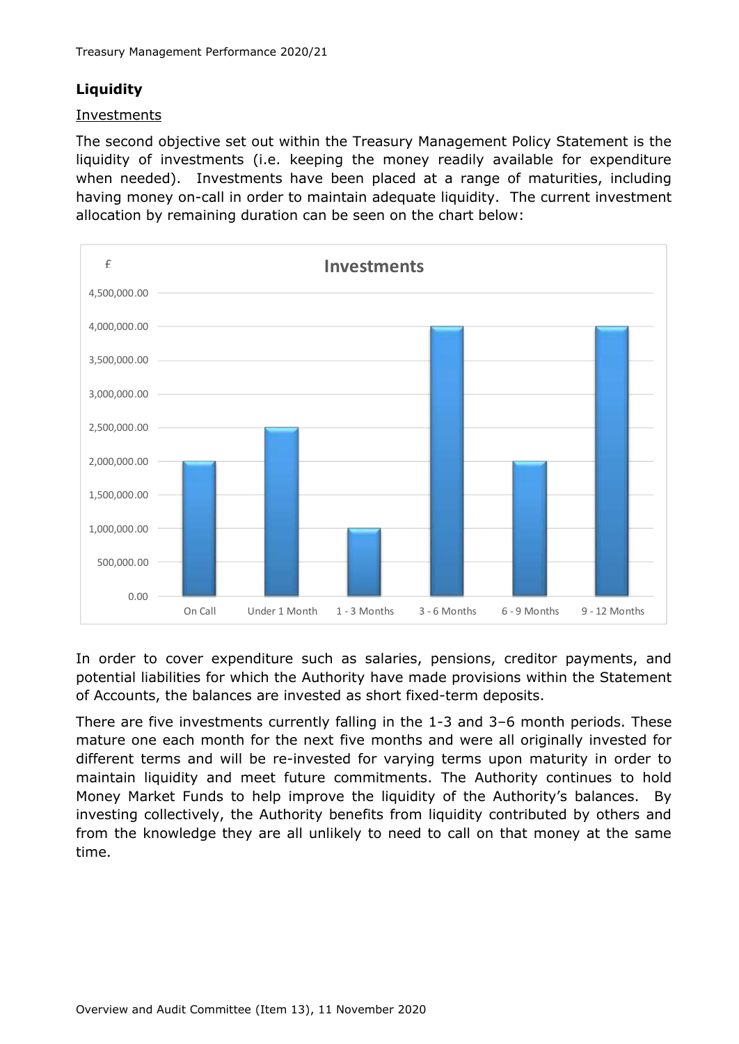## Liquidity

### Investments

The second objective set out within the Treasury Management Policy Statement is the liquidity of investments (i.e. keeping the money readily available for expenditure when needed). Investments have been placed at a range of maturities, including having money on-call in order to maintain adequate liquidity. The current investment allocation by remaining duration can be seen on the chart below:

Investments

£

4,500,000.00
4,000,000.00
3,500,000.00
3,000,000.00
2,500,000.00
2,000,000.00
1,500,000.00
1,000,000.00
500,000.00
0.00

On Call
Under 1 Month
1 - 3 Months
3 - 6 Months
6 - 9 Months
9 - 12 Months

In order to cover expenditure such as salaries, pensions, creditor payments, and potential liabilities for which the Authority have made provisions within the Statement of Accounts, the balances are invested as short fixed-term deposits.

There are five investments currently falling in the 1-3 and 3–6 month periods. These mature one each month for the next five months and were all originally invested for different terms and will be re-invested for varying terms upon maturity in order to maintain liquidity and meet future commitments. The Authority continues to hold Money Market Funds to help improve the liquidity of the Authority's balances. By investing collectively, the Authority benefits from liquidity contributed by others and from the knowledge they are all unlikely to need to call on that money at the same time.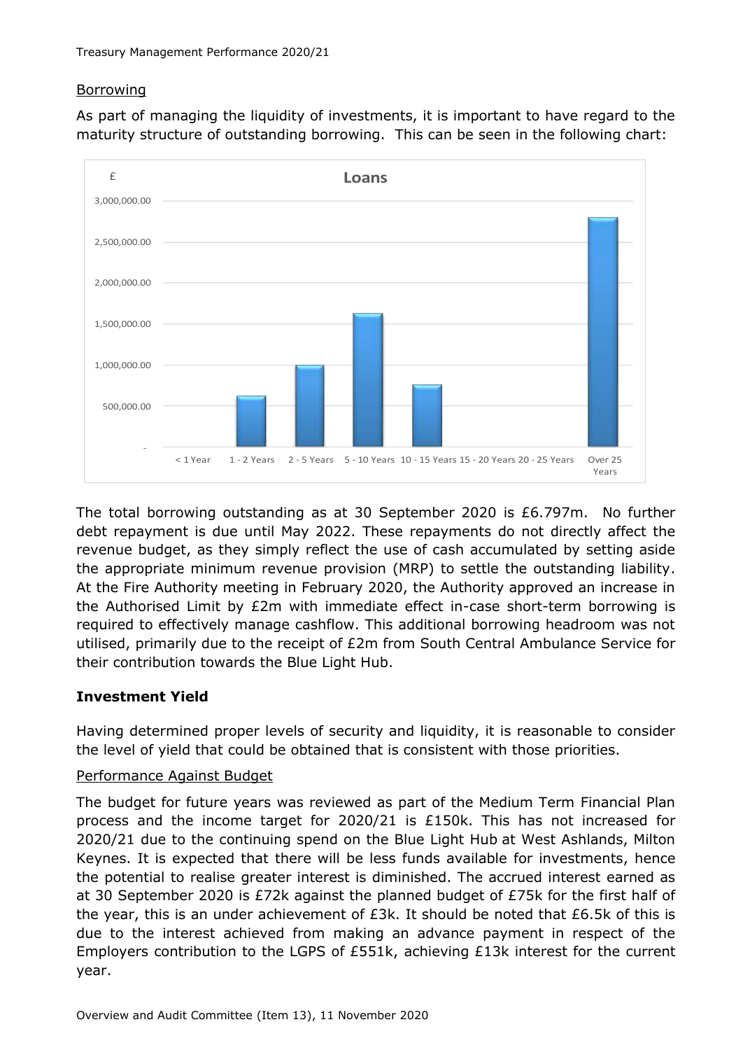## Borrowing

As part of managing the liquidity of investments, it is important to have regard to the maturity structure of outstanding borrowing. This can be seen in the following chart:

Loans

£

3,000,000.00

2,500,000.00

2,000,000.00

1,500,000.00

1,000,000.00

500,000.00

-

< 1 Year | 1 - 2 Years | 2 - 5 Years | 5 - 10 Years | 10 - 15 Years | 15 - 20 Years | 20 - 25 Years | Over 25 Years

The total borrowing outstanding as at 30 September 2020 is £6.797m. No further debt repayment is due until May 2022. These repayments do not directly affect the revenue budget, as they simply reflect the use of cash accumulated by setting aside the appropriate minimum revenue provision (MRP) to settle the outstanding liability. At the Fire Authority meeting in February 2020, the Authority approved an increase in the Authorised Limit by £2m with immediate effect in-case short-term borrowing is required to effectively manage cashflow. This additional borrowing headroom was not utilised, primarily due to the receipt of £2m from South Central Ambulance Service for their contribution towards the Blue Light Hub.

## Investment Yield

Having determined proper levels of security and liquidity, it is reasonable to consider the level of yield that could be obtained that is consistent with those priorities.

### Performance Against Budget

The budget for future years was reviewed as part of the Medium Term Financial Plan process and the income target for 2020/21 is £150k. This has not increased for 2020/21 due to the continuing spend on the Blue Light Hub at West Ashlands, Milton Keynes. It is expected that there will be less funds available for investments, hence the potential to realise greater interest is diminished. The accrued interest earned as at 30 September 2020 is £72k against the planned budget of £75k for the first half of the year, this is an under achievement of £3k. It should be noted that £6.5k of this is due to the interest achieved from making an advance payment in respect of the Employers contribution to the LGPS of £551k, achieving £13k interest for the current year.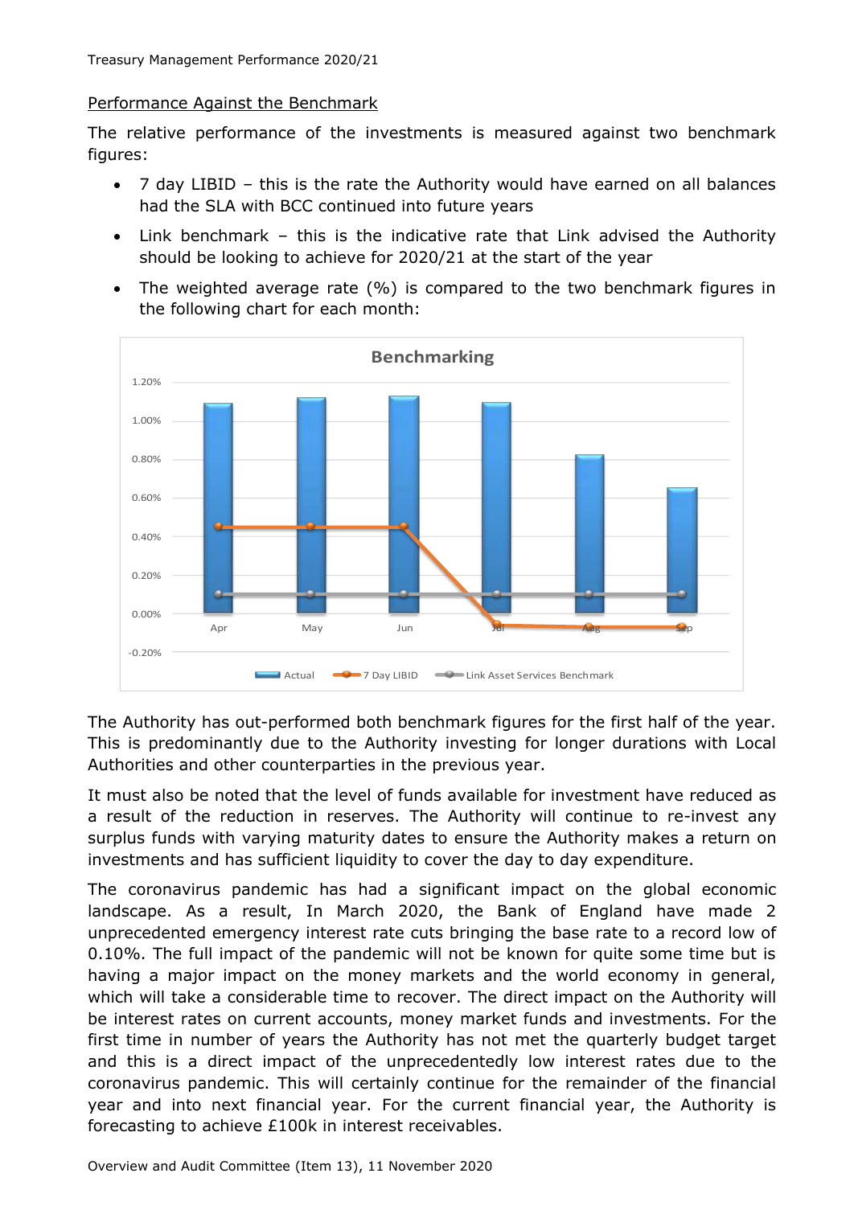### Performance Against the Benchmark

The relative performance of the investments is measured against two benchmark figures:

- 7 day LIBID – this is the rate the Authority would have earned on all balances had the SLA with BCC continued into future years
- Link benchmark – this is the indicative rate that Link advised the Authority should be looking to achieve for 2020/21 at the start of the year
- The weighted average rate (%) is compared to the two benchmark figures in the following chart for each month:

Benchmarking

1.20%
1.00%
0.80%
0.60%
0.40%
0.20%
0.00%
-0.20%

Apr
May
Jun
Jul
Aug
Sep

Actual
7 Day LIBID
Link Asset Services Benchmark

The Authority has out-performed both benchmark figures for the first half of the year. This is predominantly due to the Authority investing for longer durations with Local Authorities and other counterparties in the previous year.

It must also be noted that the level of funds available for investment have reduced as a result of the reduction in reserves. The Authority will continue to re-invest any surplus funds with varying maturity dates to ensure the Authority makes a return on investments and has sufficient liquidity to cover the day to day expenditure.

The coronavirus pandemic has had a significant impact on the global economic landscape. As a result, In March 2020, the Bank of England have made 2 unprecedented emergency interest rate cuts bringing the base rate to a record low of 0.10%. The full impact of the pandemic will not be known for quite some time but is having a major impact on the money markets and the world economy in general, which will take a considerable time to recover. The direct impact on the Authority will be interest rates on current accounts, money market funds and investments. For the first time in number of years the Authority has not met the quarterly budget target and this is a direct impact of the unprecedentedly low interest rates due to the coronavirus pandemic. This will certainly continue for the remainder of the financial year and into next financial year. For the current financial year, the Authority is forecasting to achieve £100k in interest receivables.